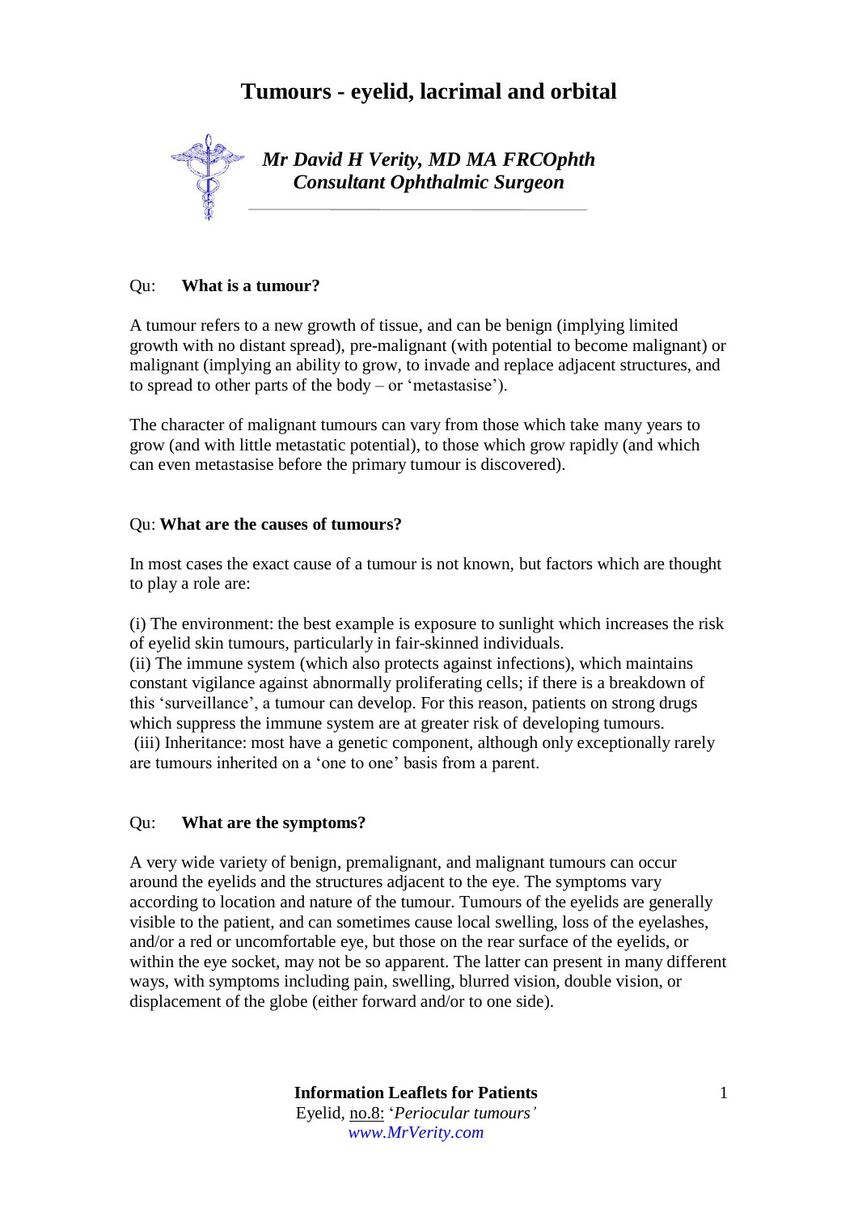# Tumours - eyelid, lacrimal and orbital

***Mr David H Verity, MD MA FRCOphth***
***Consultant Ophthalmic Surgeon***

Qu: **What is a tumour?**

A tumour refers to a new growth of tissue, and can be benign (implying limited growth with no distant spread), pre-malignant (with potential to become malignant) or malignant (implying an ability to grow, to invade and replace adjacent structures, and to spread to other parts of the body – or 'metastasise').

The character of malignant tumours can vary from those which take many years to grow (and with little metastatic potential), to those which grow rapidly (and which can even metastasise before the primary tumour is discovered).

Qu: **What are the causes of tumours?**

In most cases the exact cause of a tumour is not known, but factors which are thought to play a role are:

(i) The environment: the best example is exposure to sunlight which increases the risk of eyelid skin tumours, particularly in fair-skinned individuals.
(ii) The immune system (which also protects against infections), which maintains constant vigilance against abnormally proliferating cells; if there is a breakdown of this 'surveillance', a tumour can develop. For this reason, patients on strong drugs which suppress the immune system are at greater risk of developing tumours.
(iii) Inheritance: most have a genetic component, although only exceptionally rarely are tumours inherited on a 'one to one' basis from a parent.

Qu: **What are the symptoms?**

A very wide variety of benign, premalignant, and malignant tumours can occur around the eyelids and the structures adjacent to the eye. The symptoms vary according to location and nature of the tumour. Tumours of the eyelids are generally visible to the patient, and can sometimes cause local swelling, loss of the eyelashes, and/or a red or uncomfortable eye, but those on the rear surface of the eyelids, or within the eye socket, may not be so apparent. The latter can present in many different ways, with symptoms including pain, swelling, blurred vision, double vision, or displacement of the globe (either forward and/or to one side).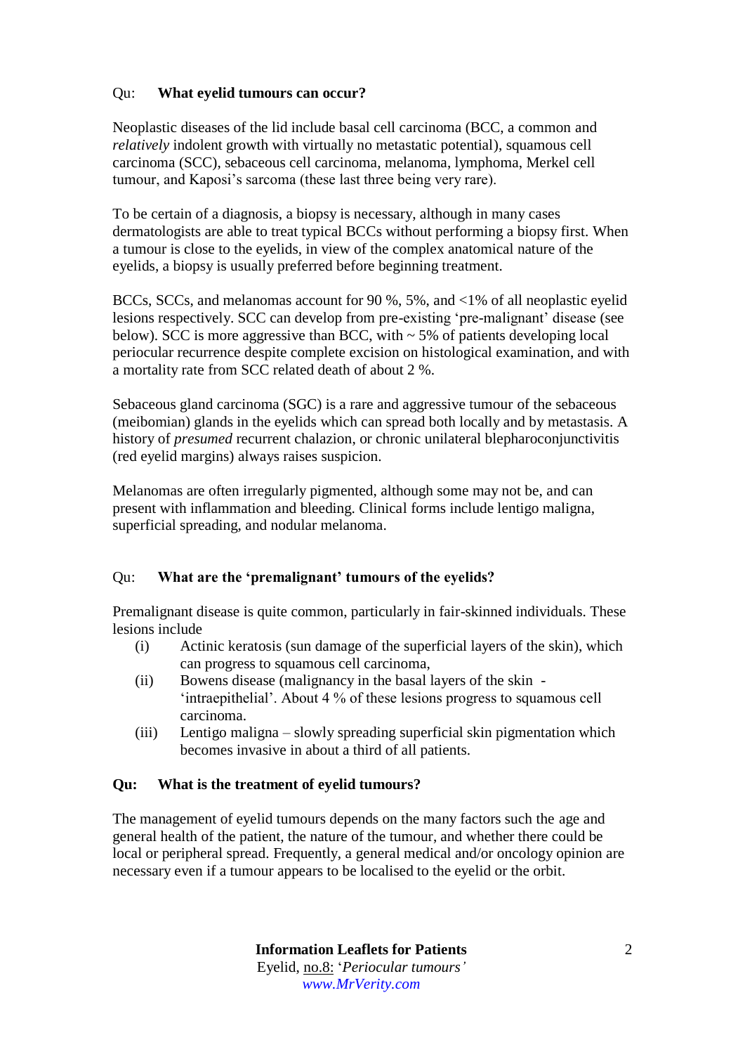Qu: **What eyelid tumours can occur?**

Neoplastic diseases of the lid include basal cell carcinoma (BCC, a common and *relatively* indolent growth with virtually no metastatic potential), squamous cell carcinoma (SCC), sebaceous cell carcinoma, melanoma, lymphoma, Merkel cell tumour, and Kaposi's sarcoma (these last three being very rare).

To be certain of a diagnosis, a biopsy is necessary, although in many cases dermatologists are able to treat typical BCCs without performing a biopsy first. When a tumour is close to the eyelids, in view of the complex anatomical nature of the eyelids, a biopsy is usually preferred before beginning treatment.

BCCs, SCCs, and melanomas account for 90 %, 5%, and <1% of all neoplastic eyelid lesions respectively. SCC can develop from pre-existing 'pre-malignant' disease (see below). SCC is more aggressive than BCC, with ~ 5% of patients developing local periocular recurrence despite complete excision on histological examination, and with a mortality rate from SCC related death of about 2 %.

Sebaceous gland carcinoma (SGC) is a rare and aggressive tumour of the sebaceous (meibomian) glands in the eyelids which can spread both locally and by metastasis. A history of *presumed* recurrent chalazion, or chronic unilateral blepharoconjunctivitis (red eyelid margins) always raises suspicion.

Melanomas are often irregularly pigmented, although some may not be, and can present with inflammation and bleeding. Clinical forms include lentigo maligna, superficial spreading, and nodular melanoma.

Qu: **What are the 'premalignant' tumours of the eyelids?**

Premalignant disease is quite common, particularly in fair-skinned individuals. These lesions include

(i) Actinic keratosis (sun damage of the superficial layers of the skin), which can progress to squamous cell carcinoma,

(ii) Bowens disease (malignancy in the basal layers of the skin - 'intraepithelial'. About 4 % of these lesions progress to squamous cell carcinoma.

(iii) Lentigo maligna – slowly spreading superficial skin pigmentation which becomes invasive in about a third of all patients.

**Qu: What is the treatment of eyelid tumours?**

The management of eyelid tumours depends on the many factors such the age and general health of the patient, the nature of the tumour, and whether there could be local or peripheral spread. Frequently, a general medical and/or oncology opinion are necessary even if a tumour appears to be localised to the eyelid or the orbit.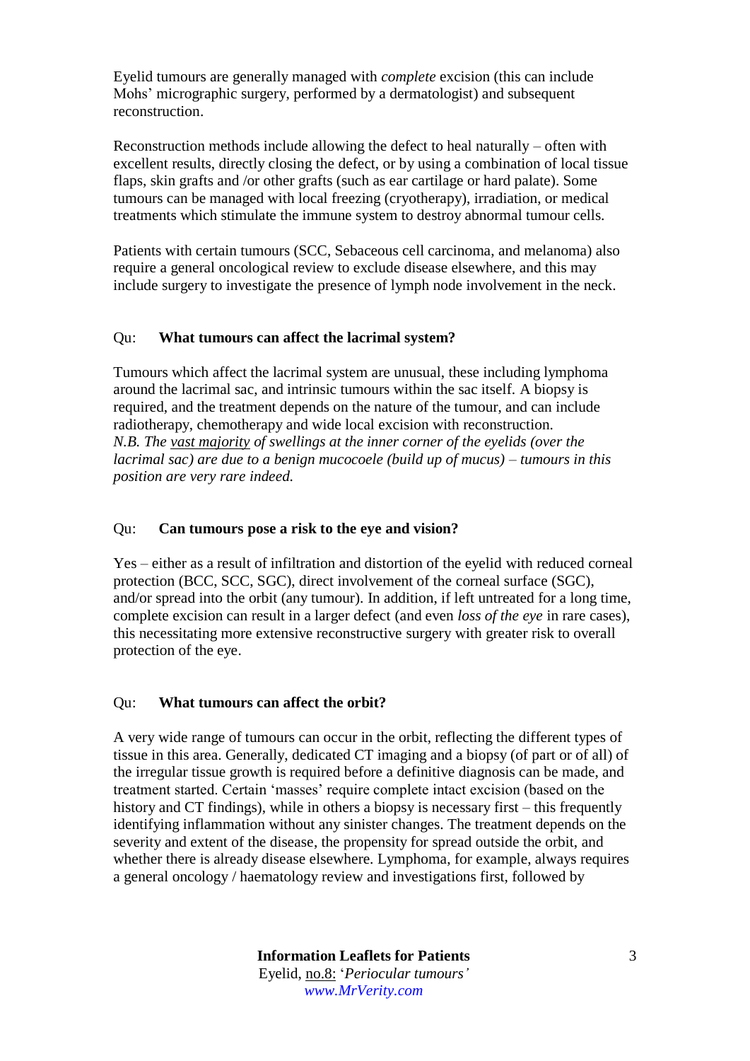Eyelid tumours are generally managed with *complete* excision (this can include Mohs' micrographic surgery, performed by a dermatologist) and subsequent reconstruction.

Reconstruction methods include allowing the defect to heal naturally – often with excellent results, directly closing the defect, or by using a combination of local tissue flaps, skin grafts and /or other grafts (such as ear cartilage or hard palate). Some tumours can be managed with local freezing (cryotherapy), irradiation, or medical treatments which stimulate the immune system to destroy abnormal tumour cells.

Patients with certain tumours (SCC, Sebaceous cell carcinoma, and melanoma) also require a general oncological review to exclude disease elsewhere, and this may include surgery to investigate the presence of lymph node involvement in the neck.

Qu: **What tumours can affect the lacrimal system?**

Tumours which affect the lacrimal system are unusual, these including lymphoma around the lacrimal sac, and intrinsic tumours within the sac itself. A biopsy is required, and the treatment depends on the nature of the tumour, and can include radiotherapy, chemotherapy and wide local excision with reconstruction.
*N.B. The vast majority of swellings at the inner corner of the eyelids (over the lacrimal sac) are due to a benign mucocoele (build up of mucus) – tumours in this position are very rare indeed.*

Qu: **Can tumours pose a risk to the eye and vision?**

Yes – either as a result of infiltration and distortion of the eyelid with reduced corneal protection (BCC, SCC, SGC), direct involvement of the corneal surface (SGC), and/or spread into the orbit (any tumour). In addition, if left untreated for a long time, complete excision can result in a larger defect (and even *loss of the eye* in rare cases), this necessitating more extensive reconstructive surgery with greater risk to overall protection of the eye.

Qu: **What tumours can affect the orbit?**

A very wide range of tumours can occur in the orbit, reflecting the different types of tissue in this area. Generally, dedicated CT imaging and a biopsy (of part or of all) of the irregular tissue growth is required before a definitive diagnosis can be made, and treatment started. Certain 'masses' require complete intact excision (based on the history and CT findings), while in others a biopsy is necessary first – this frequently identifying inflammation without any sinister changes. The treatment depends on the severity and extent of the disease, the propensity for spread outside the orbit, and whether there is already disease elsewhere. Lymphoma, for example, always requires a general oncology / haematology review and investigations first, followed by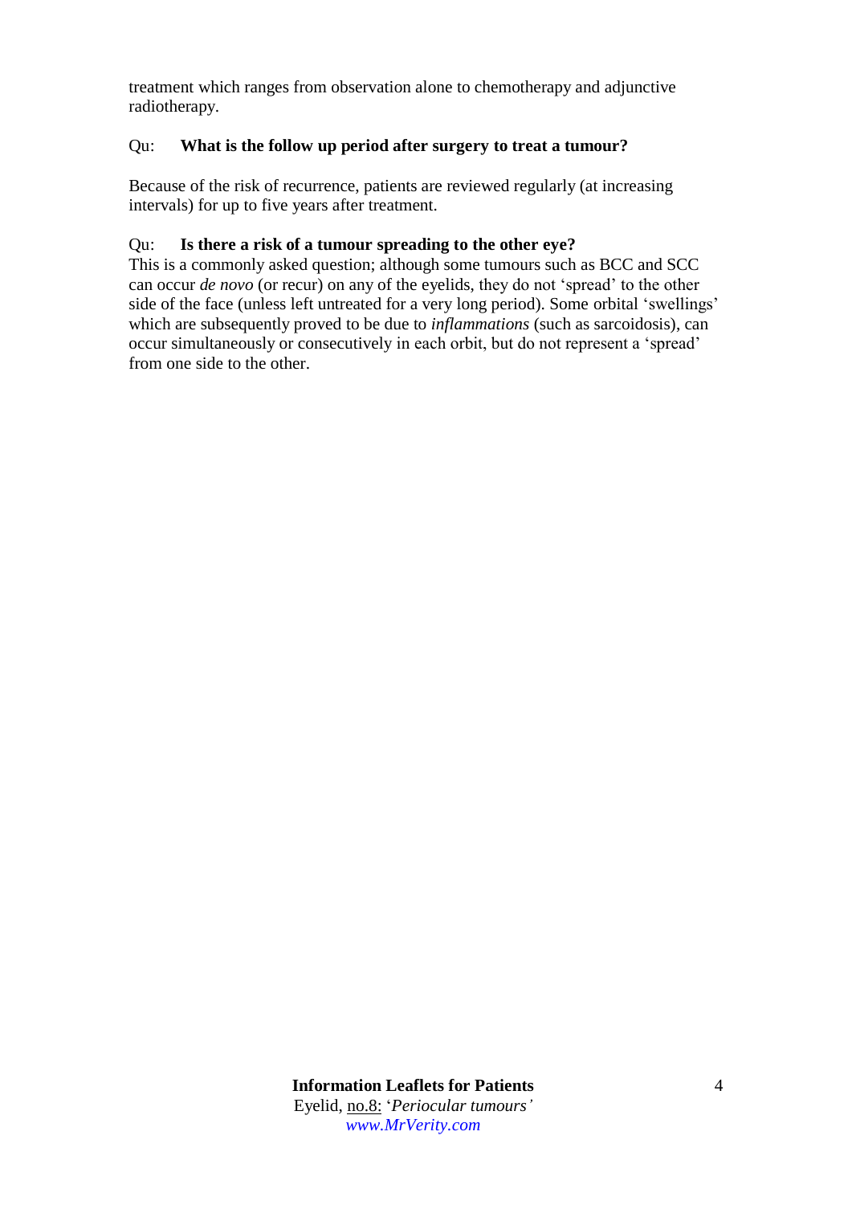treatment which ranges from observation alone to chemotherapy and adjunctive radiotherapy.

Qu: **What is the follow up period after surgery to treat a tumour?**

Because of the risk of recurrence, patients are reviewed regularly (at increasing intervals) for up to five years after treatment.

Qu: **Is there a risk of a tumour spreading to the other eye?**

This is a commonly asked question; although some tumours such as BCC and SCC can occur *de novo* (or recur) on any of the eyelids, they do not 'spread' to the other side of the face (unless left untreated for a very long period). Some orbital 'swellings' which are subsequently proved to be due to *inflammations* (such as sarcoidosis), can occur simultaneously or consecutively in each orbit, but do not represent a 'spread' from one side to the other.